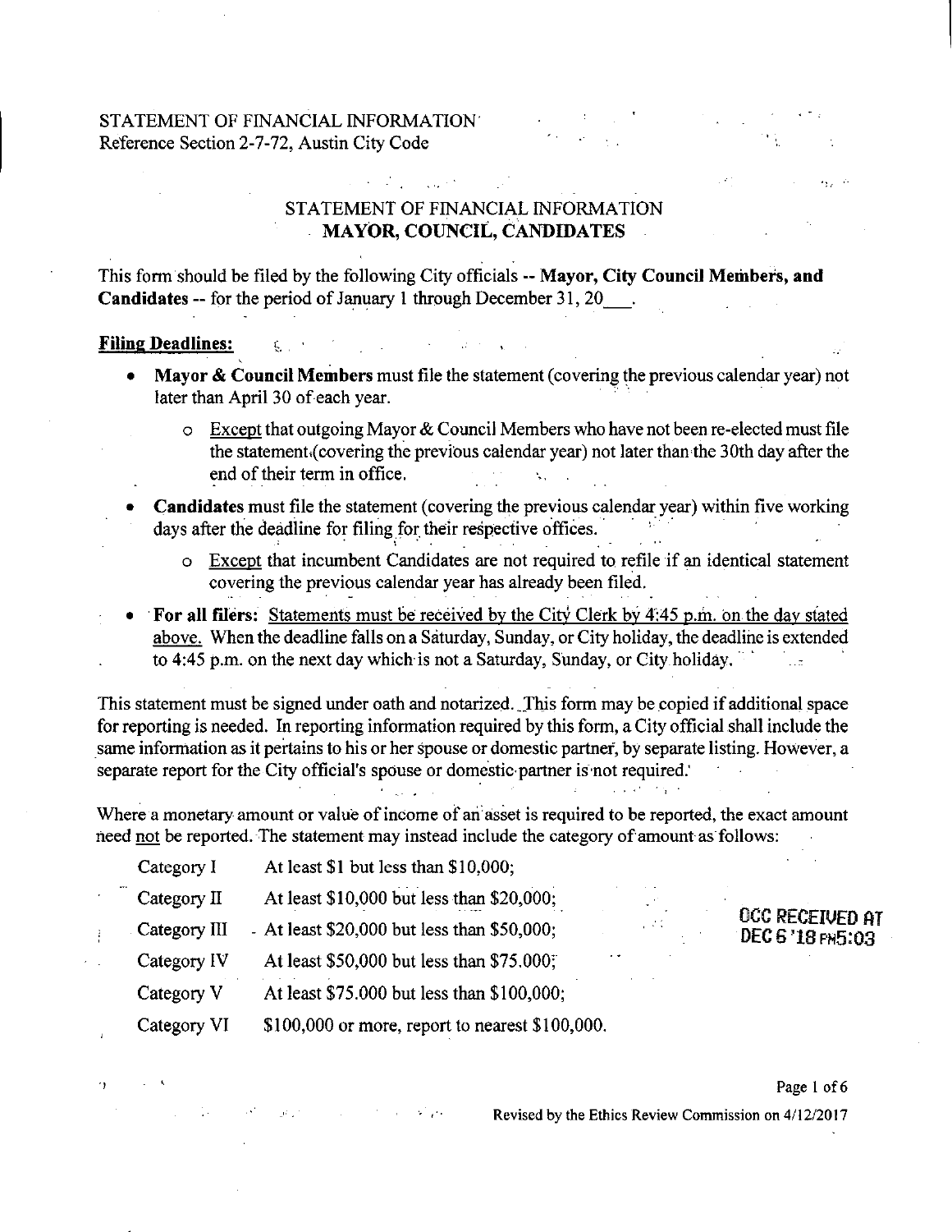STATEMENT OF FINANCIAL INFORMATION
Reference Section 2-7-72, Austin City Code

## STATEMENT OF FINANCIAL INFORMATION
## MAYOR, COUNCIL, CANDIDATES

This form should be filed by the following City officials -- **Mayor, City Council Members, and Candidates** -- for the period of January 1 through December 31, 20___.

**Filing Deadlines:**

- **Mayor & Council Members** must file the statement (covering the previous calendar year) not later than April 30 of each year.
  - Except that outgoing Mayor & Council Members who have not been re-elected must file the statement (covering the previous calendar year) not later than the 30th day after the end of their term in office.
- **Candidates** must file the statement (covering the previous calendar year) within five working days after the deadline for filing for their respective offices.
  - Except that incumbent Candidates are not required to refile if an identical statement covering the previous calendar year has already been filed.
- **For all filers:** Statements must be received by the City Clerk by 4:45 p.m. on the day stated above. When the deadline falls on a Saturday, Sunday, or City holiday, the deadline is extended to 4:45 p.m. on the next day which is not a Saturday, Sunday, or City holiday.

This statement must be signed under oath and notarized. This form may be copied if additional space for reporting is needed. In reporting information required by this form, a City official shall include the same information as it pertains to his or her spouse or domestic partner, by separate listing. However, a separate report for the City official's spouse or domestic partner is not required.

Where a monetary amount or value of income of an asset is required to be reported, the exact amount need not be reported. The statement may instead include the category of amount as follows:

| | |
|---|---|
| Category I | At least $1 but less than $10,000; |
| Category II | At least $10,000 but less than $20,000; |
| Category III | At least $20,000 but less than $50,000; |
| Category IV | At least $50,000 but less than $75.000; |
| Category V | At least $75.000 but less than $100,000; |
| Category VI | $100,000 or more, report to nearest $100,000. |

OCC RECEIVED AT
DEC 6 '18 PM5:03

Revised by the Ethics Review Commission on 4/12/2017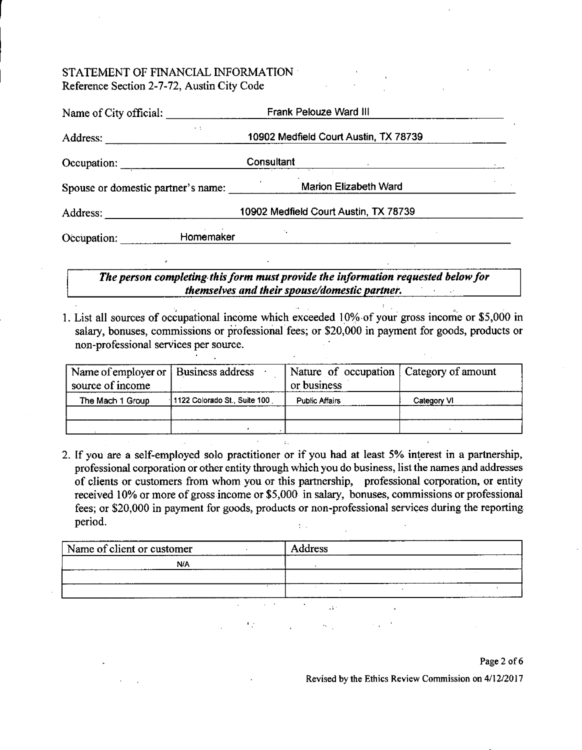STATEMENT OF FINANCIAL INFORMATION
Reference Section 2-7-72, Austin City Code

Name of City official: Frank Pelouze Ward III

Address: 10902 Medfield Court Austin, TX 78739

Occupation: Consultant

Spouse or domestic partner's name: Marion Elizabeth Ward

Address: 10902 Medfield Court Austin, TX 78739

Occupation: Homemaker

***The person completing this form must provide the information requested below for themselves and their spouse/domestic partner.***

1. List all sources of occupational income which exceeded 10% of your gross income or $5,000 in salary, bonuses, commissions or professional fees; or $20,000 in payment for goods, products or non-professional services per source.

| Name of employer or source of income | Business address | Nature of occupation or business | Category of amount |
|---|---|---|---|
| The Mach 1 Group | 1122 Colorado St., Suite 100 | Public Affairs | Category VI |
| | | | |
| | | | |

2. If you are a self-employed solo practitioner or if you had at least 5% interest in a partnership, professional corporation or other entity through which you do business, list the names and addresses of clients or customers from whom you or this partnership, professional corporation, or entity received 10% or more of gross income or $5,000 in salary, bonuses, commissions or professional fees; or $20,000 in payment for goods, products or non-professional services during the reporting period.

| Name of client or customer | Address |
|---|---|
| N/A | |
| | |
| | |

Revised by the Ethics Review Commission on 4/12/2017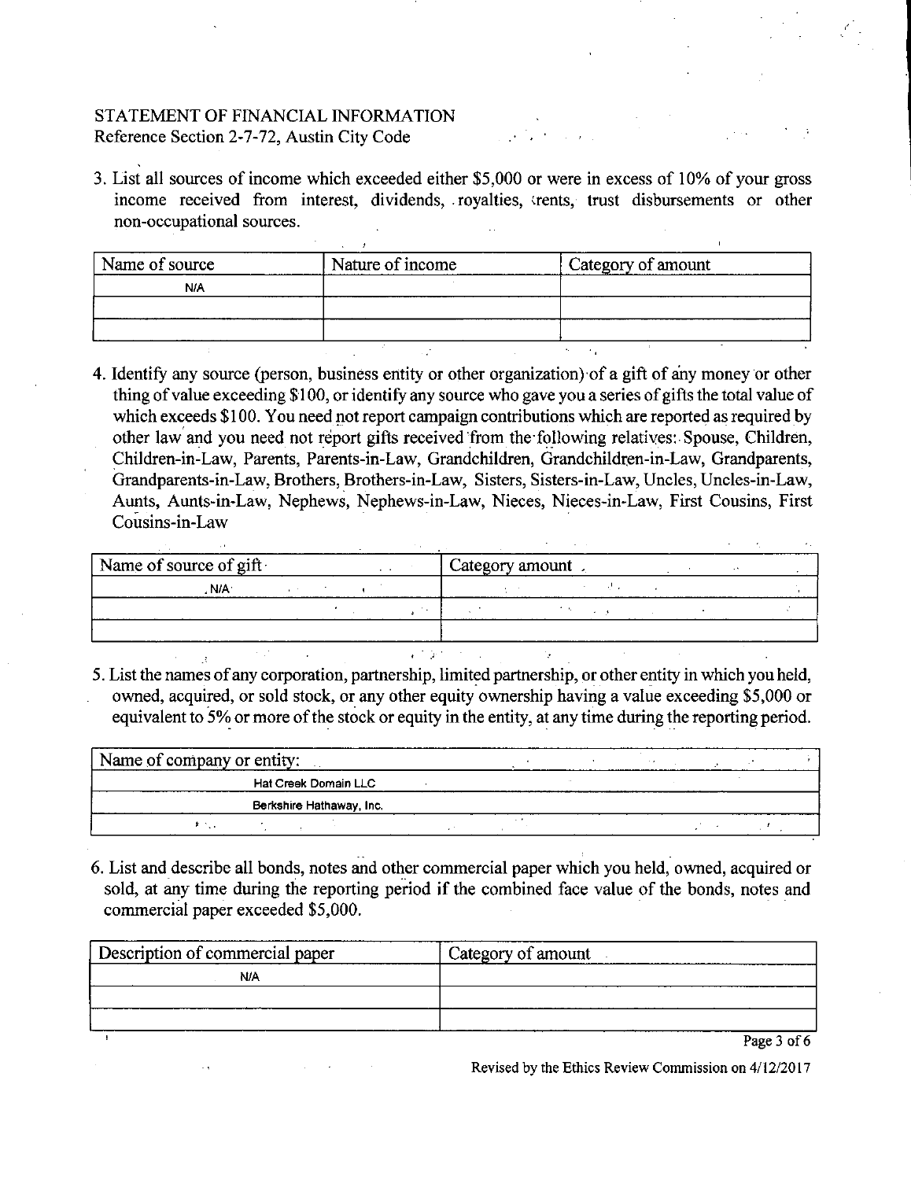STATEMENT OF FINANCIAL INFORMATION
Reference Section 2-7-72, Austin City Code

3. List all sources of income which exceeded either $5,000 or were in excess of 10% of your gross income received from interest, dividends, royalties, rents, trust disbursements or other non-occupational sources.

| Name of source | Nature of income | Category of amount |
| --- | --- | --- |
| N/A | | |
| | | |
| | | |

4. Identify any source (person, business entity or other organization) of a gift of any money or other thing of value exceeding $100, or identify any source who gave you a series of gifts the total value of which exceeds $100. You need not report campaign contributions which are reported as required by other law and you need not report gifts received from the following relatives: Spouse, Children, Children-in-Law, Parents, Parents-in-Law, Grandchildren, Grandchildren-in-Law, Grandparents, Grandparents-in-Law, Brothers, Brothers-in-Law, Sisters, Sisters-in-Law, Uncles, Uncles-in-Law, Aunts, Aunts-in-Law, Nephews, Nephews-in-Law, Nieces, Nieces-in-Law, First Cousins, First Cousins-in-Law

| Name of source of gift | Category amount |
| --- | --- |
| N/A | |
| | |
| | |

5. List the names of any corporation, partnership, limited partnership, or other entity in which you held, owned, acquired, or sold stock, or any other equity ownership having a value exceeding $5,000 or equivalent to 5% or more of the stock or equity in the entity, at any time during the reporting period.

| Name of company or entity: |
| --- |
| Hat Creek Domain LLC |
| Berkshire Hathaway, Inc. |
| |

6. List and describe all bonds, notes and other commercial paper which you held, owned, acquired or sold, at any time during the reporting period if the combined face value of the bonds, notes and commercial paper exceeded $5,000.

| Description of commercial paper | Category of amount |
| --- | --- |
| N/A | |
| | |
| | |

Revised by the Ethics Review Commission on 4/12/2017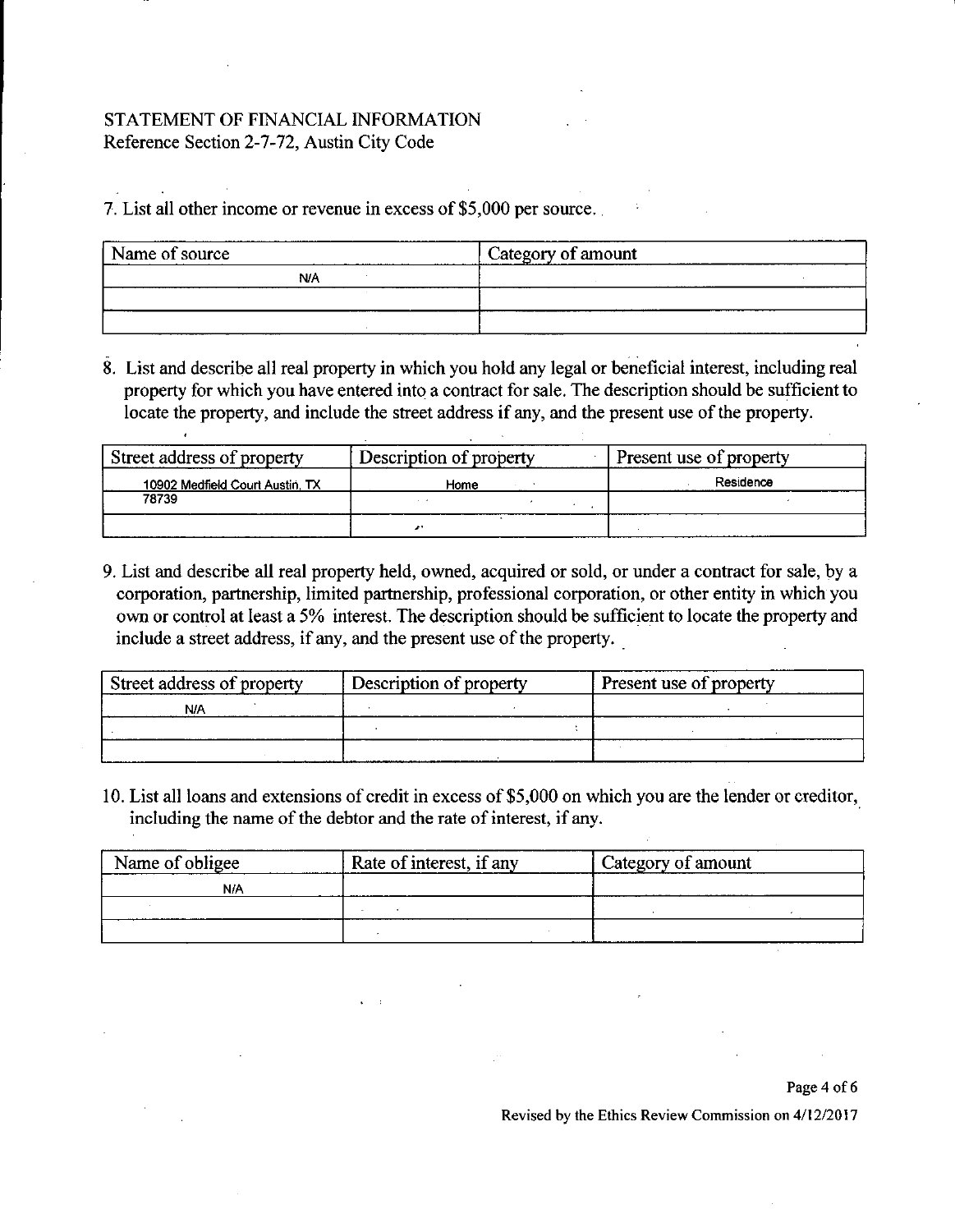STATEMENT OF FINANCIAL INFORMATION
Reference Section 2-7-72, Austin City Code

7. List all other income or revenue in excess of $5,000 per source.

| Name of source | Category of amount |
|---|---|
| N/A | |
| | |
| | |

8. List and describe all real property in which you hold any legal or beneficial interest, including real property for which you have entered into a contract for sale. The description should be sufficient to locate the property, and include the street address if any, and the present use of the property.

| Street address of property | Description of property | Present use of property |
|---|---|---|
| 10902 Medfield Court Austin, TX 78739 | Home | Residence |
| | | |
| | | |

9. List and describe all real property held, owned, acquired or sold, or under a contract for sale, by a corporation, partnership, limited partnership, professional corporation, or other entity in which you own or control at least a 5% interest. The description should be sufficient to locate the property and include a street address, if any, and the present use of the property.

| Street address of property | Description of property | Present use of property |
|---|---|---|
| N/A | | |
| | | |
| | | |

10. List all loans and extensions of credit in excess of $5,000 on which you are the lender or creditor, including the name of the debtor and the rate of interest, if any.

| Name of obligee | Rate of interest, if any | Category of amount |
|---|---|---|
| N/A | | |
| | | |
| | | |

Revised by the Ethics Review Commission on 4/12/2017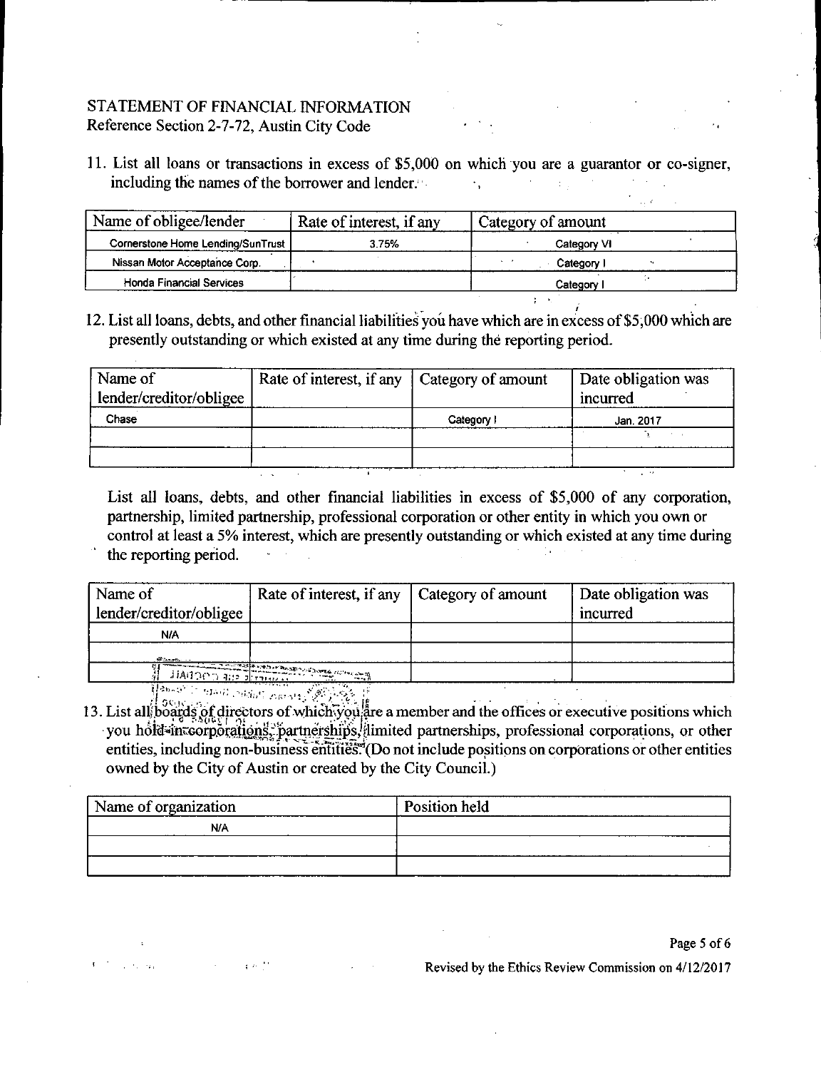STATEMENT OF FINANCIAL INFORMATION
Reference Section 2-7-72, Austin City Code

11. List all loans or transactions in excess of $5,000 on which you are a guarantor or co-signer, including the names of the borrower and lender.

| Name of obligee/lender | Rate of interest, if any | Category of amount |
|---|---|---|
| Cornerstone Home Lending/SunTrust | 3.75% | Category VI |
| Nissan Motor Acceptance Corp. | | Category I |
| Honda Financial Services | | Category I |

12. List all loans, debts, and other financial liabilities you have which are in excess of $5,000 which are presently outstanding or which existed at any time during the reporting period.

| Name of lender/creditor/obligee | Rate of interest, if any | Category of amount | Date obligation was incurred |
|---|---|---|---|
| Chase | | Category I | Jan. 2017 |
| | | | |
| | | | |

List all loans, debts, and other financial liabilities in excess of $5,000 of any corporation, partnership, limited partnership, professional corporation or other entity in which you own or control at least a 5% interest, which are presently outstanding or which existed at any time during the reporting period.

| Name of lender/creditor/obligee | Rate of interest, if any | Category of amount | Date obligation was incurred |
|---|---|---|---|
| N/A | | | |
| | | | |
| | | | |

13. List all boards of directors of which you are a member and the offices or executive positions which you hold in corporations, partnerships, limited partnerships, professional corporations, or other entities, including non-business entities. (Do not include positions on corporations or other entities owned by the City of Austin or created by the City Council.)

| Name of organization | Position held |
|---|---|
| N/A | |
| | |
| | |

Revised by the Ethics Review Commission on 4/12/2017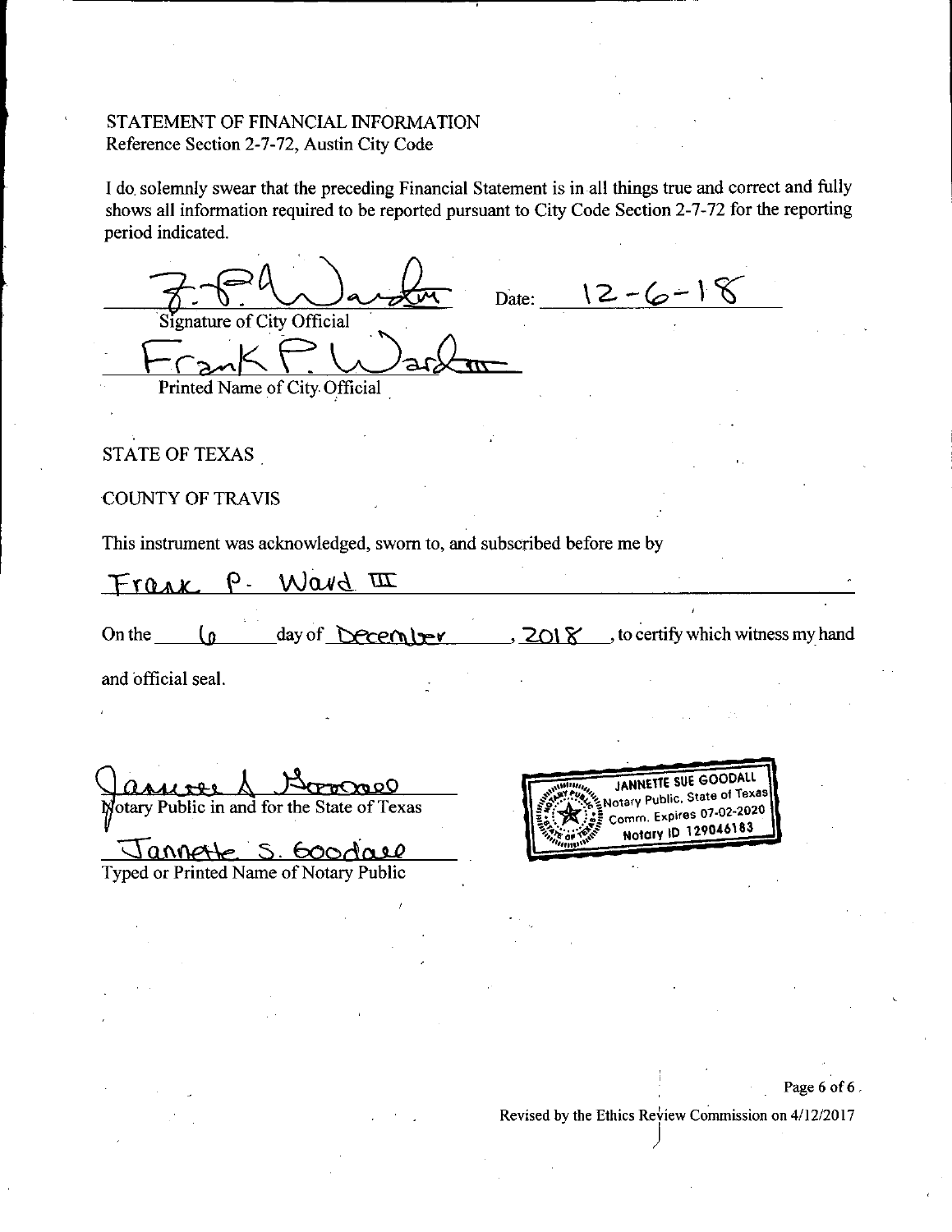STATEMENT OF FINANCIAL INFORMATION
Reference Section 2-7-72, Austin City Code

I do solemnly swear that the preceding Financial Statement is in all things true and correct and fully shows all information required to be reported pursuant to City Code Section 2-7-72 for the reporting period indicated.

F. P. Warden Date: 12-6-18

Signature of City Official

Frank P. Ward III

Printed Name of City Official

STATE OF TEXAS

COUNTY OF TRAVIS

This instrument was acknowledged, sworn to, and subscribed before me by

Frank P. Ward III

On the 6 day of December, 2018, to certify which witness my hand and official seal.

Jannette S. Goodall

Notary Public in and for the State of Texas

Jannette S. Goodall

Typed or Printed Name of Notary Public

JANNETTE SUE GOODALL
Notary Public, State of Texas
Comm. Expires 07-02-2020
Notary ID 129046183

Revised by the Ethics Review Commission on 4/12/2017